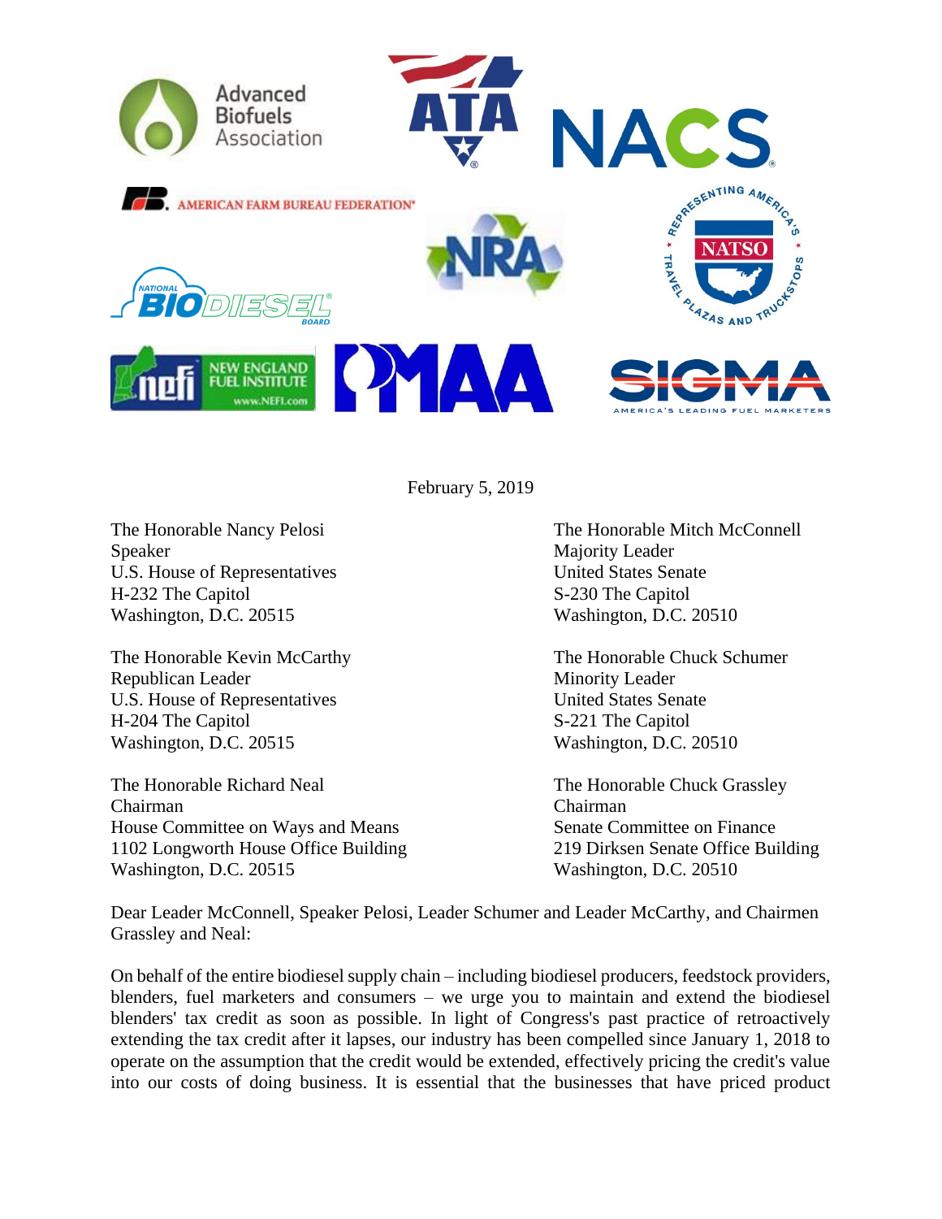February 5, 2019

The Honorable Nancy Pelosi
Speaker
U.S. House of Representatives
H-232 The Capitol
Washington, D.C. 20515

The Honorable Mitch McConnell
Majority Leader
United States Senate
S-230 The Capitol
Washington, D.C. 20510

The Honorable Kevin McCarthy
Republican Leader
U.S. House of Representatives
H-204 The Capitol
Washington, D.C. 20515

The Honorable Chuck Schumer
Minority Leader
United States Senate
S-221 The Capitol
Washington, D.C. 20510

The Honorable Richard Neal
Chairman
House Committee on Ways and Means
1102 Longworth House Office Building
Washington, D.C. 20515

The Honorable Chuck Grassley
Chairman
Senate Committee on Finance
219 Dirksen Senate Office Building
Washington, D.C. 20510

Dear Leader McConnell, Speaker Pelosi, Leader Schumer and Leader McCarthy, and Chairmen Grassley and Neal:

On behalf of the entire biodiesel supply chain – including biodiesel producers, feedstock providers, blenders, fuel marketers and consumers – we urge you to maintain and extend the biodiesel blenders' tax credit as soon as possible. In light of Congress's past practice of retroactively extending the tax credit after it lapses, our industry has been compelled since January 1, 2018 to operate on the assumption that the credit would be extended, effectively pricing the credit's value into our costs of doing business. It is essential that the businesses that have priced product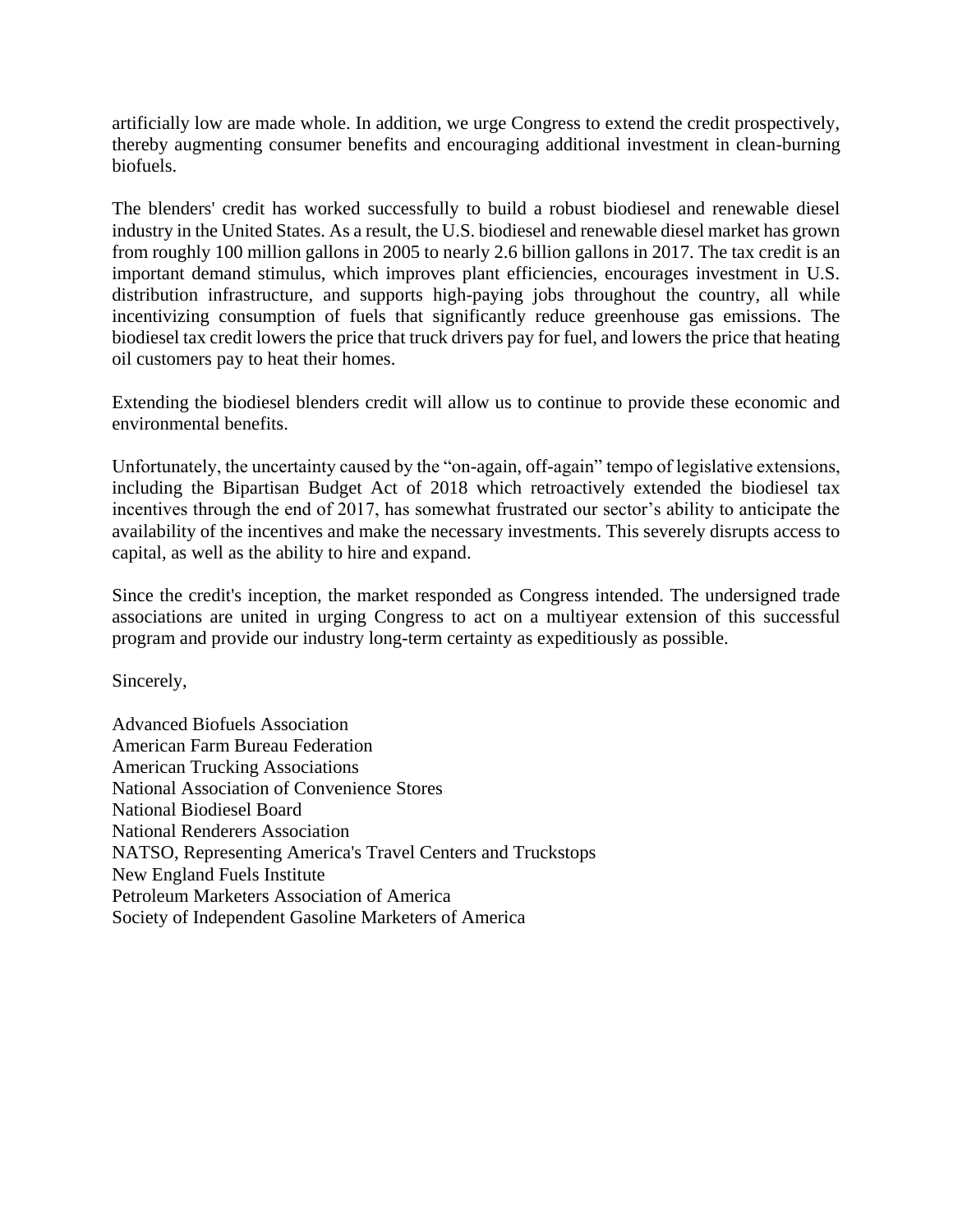artificially low are made whole. In addition, we urge Congress to extend the credit prospectively, thereby augmenting consumer benefits and encouraging additional investment in clean-burning biofuels.

The blenders' credit has worked successfully to build a robust biodiesel and renewable diesel industry in the United States. As a result, the U.S. biodiesel and renewable diesel market has grown from roughly 100 million gallons in 2005 to nearly 2.6 billion gallons in 2017. The tax credit is an important demand stimulus, which improves plant efficiencies, encourages investment in U.S. distribution infrastructure, and supports high-paying jobs throughout the country, all while incentivizing consumption of fuels that significantly reduce greenhouse gas emissions. The biodiesel tax credit lowers the price that truck drivers pay for fuel, and lowers the price that heating oil customers pay to heat their homes.

Extending the biodiesel blenders credit will allow us to continue to provide these economic and environmental benefits.

Unfortunately, the uncertainty caused by the "on-again, off-again" tempo of legislative extensions, including the Bipartisan Budget Act of 2018 which retroactively extended the biodiesel tax incentives through the end of 2017, has somewhat frustrated our sector's ability to anticipate the availability of the incentives and make the necessary investments. This severely disrupts access to capital, as well as the ability to hire and expand.

Since the credit's inception, the market responded as Congress intended. The undersigned trade associations are united in urging Congress to act on a multiyear extension of this successful program and provide our industry long-term certainty as expeditiously as possible.

Sincerely,

Advanced Biofuels Association
American Farm Bureau Federation
American Trucking Associations
National Association of Convenience Stores
National Biodiesel Board
National Renderers Association
NATSO, Representing America's Travel Centers and Truckstops
New England Fuels Institute
Petroleum Marketers Association of America
Society of Independent Gasoline Marketers of America